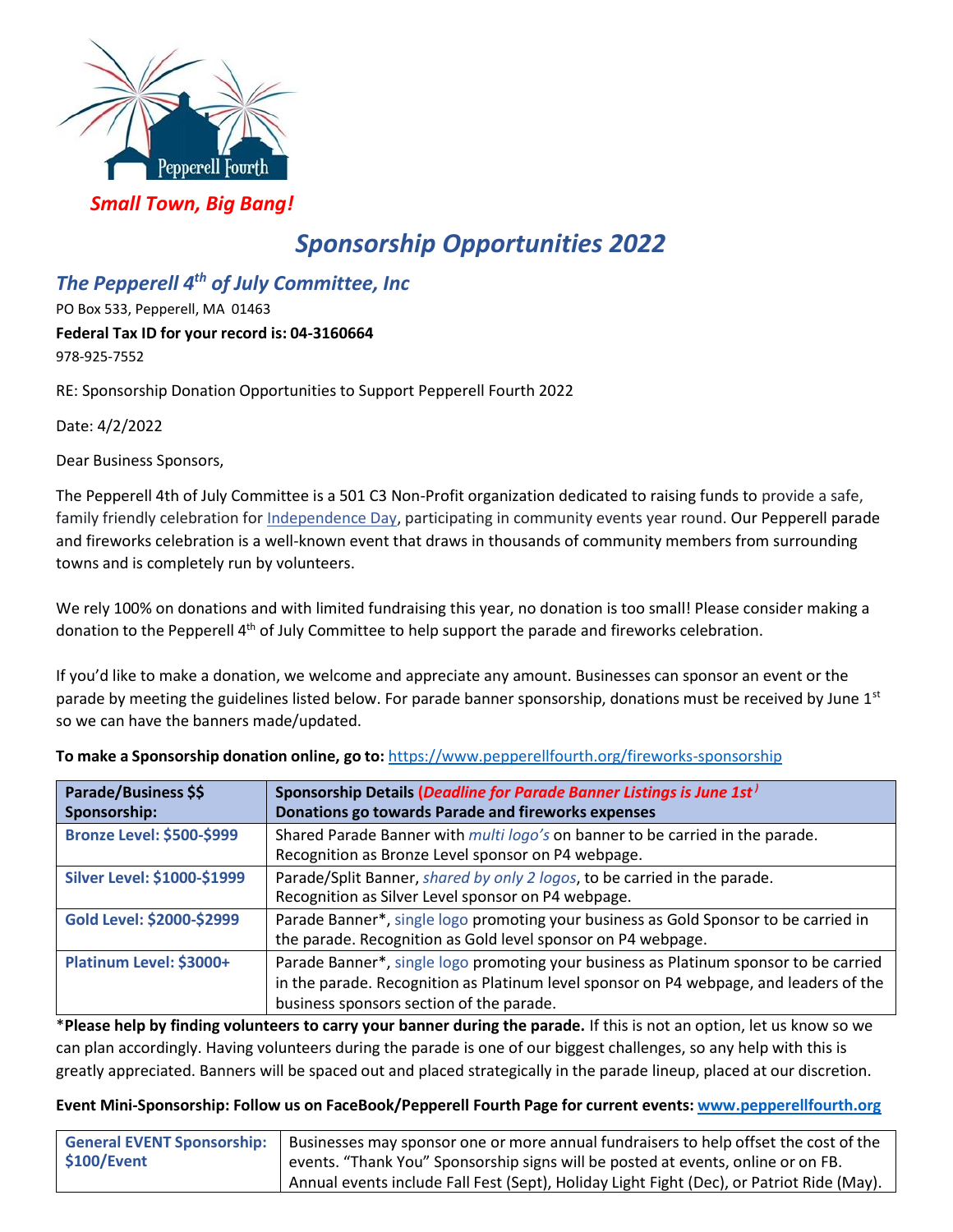Pepperell Fourth

*Small Town, Big Bang!*

# *Sponsorship Opportunities 2022*

## *The Pepperell 4th of July Committee, Inc*

PO Box 533, Pepperell, MA 01463

**Federal Tax ID for your record is: 04-3160664**

978-925-7552

RE: Sponsorship Donation Opportunities to Support Pepperell Fourth 2022

Date: 4/2/2022

Dear Business Sponsors,

The Pepperell 4th of July Committee is a 501 C3 Non-Profit organization dedicated to raising funds to provide a safe, family friendly celebration for Independence Day, participating in community events year round. Our Pepperell parade and fireworks celebration is a well-known event that draws in thousands of community members from surrounding towns and is completely run by volunteers.

We rely 100% on donations and with limited fundraising this year, no donation is too small! Please consider making a donation to the Pepperell 4th of July Committee to help support the parade and fireworks celebration.

If you'd like to make a donation, we welcome and appreciate any amount. Businesses can sponsor an event or the parade by meeting the guidelines listed below. For parade banner sponsorship, donations must be received by June 1st so we can have the banners made/updated.

**To make a Sponsorship donation online, go to:** https://www.pepperellfourth.org/fireworks-sponsorship

| Parade/Business $$ Sponsorship: | Sponsorship Details (*Deadline for Parade Banner Listings is June 1st*) Donations go towards Parade and fireworks expenses |
|---|---|
| **Bronze Level: $500-$999** | Shared Parade Banner with *multi logo's* on banner to be carried in the parade. Recognition as Bronze Level sponsor on P4 webpage. |
| **Silver Level: $1000-$1999** | Parade/Split Banner, *shared by only 2 logos*, to be carried in the parade. Recognition as Silver Level sponsor on P4 webpage. |
| **Gold Level: $2000-$2999** | Parade Banner*, single logo promoting your business as Gold Sponsor to be carried in the parade. Recognition as Gold level sponsor on P4 webpage. |
| **Platinum Level: $3000+** | Parade Banner*, single logo promoting your business as Platinum sponsor to be carried in the parade. Recognition as Platinum level sponsor on P4 webpage, and leaders of the business sponsors section of the parade. |

***Please help by finding volunteers to carry your banner during the parade.** If this is not an option, let us know so we can plan accordingly. Having volunteers during the parade is one of our biggest challenges, so any help with this is greatly appreciated. Banners will be spaced out and placed strategically in the parade lineup, placed at our discretion.

**Event Mini-Sponsorship: Follow us on FaceBook/Pepperell Fourth Page for current events: www.pepperellfourth.org**

| | |
|---|---|
| **General EVENT Sponsorship: $100/Event** | Businesses may sponsor one or more annual fundraisers to help offset the cost of the events. "Thank You" Sponsorship signs will be posted at events, online or on FB. Annual events include Fall Fest (Sept), Holiday Light Fight (Dec), or Patriot Ride (May). |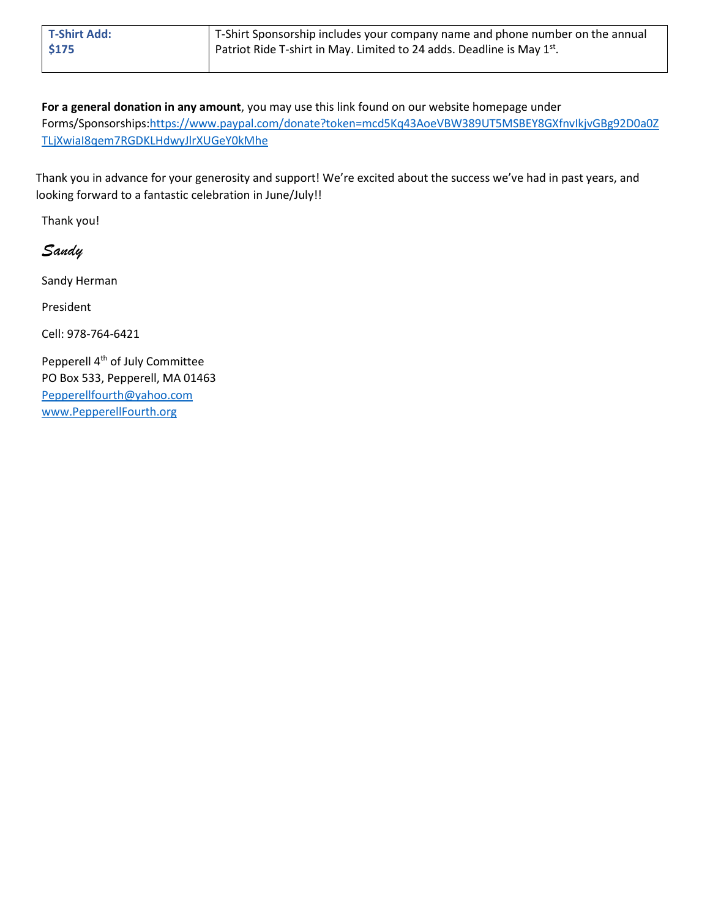| | |
|---|---|
| **T-Shirt Add: $175** | T-Shirt Sponsorship includes your company name and phone number on the annual Patriot Ride T-shirt in May. Limited to 24 adds. Deadline is May 1st. |

**For a general donation in any amount**, you may use this link found on our website homepage under Forms/Sponsorships:https://www.paypal.com/donate?token=mcd5Kq43AoeVBW389UT5MSBEY8GXfnvIkjvGBg92D0a0ZTLjXwiaI8qem7RGDKLHdwyJlrXUGeY0kMhe

Thank you in advance for your generosity and support! We're excited about the success we've had in past years, and looking forward to a fantastic celebration in June/July!!

Thank you!

*Sandy*

Sandy Herman

President

Cell: 978-764-6421

Pepperell 4th of July Committee
PO Box 533, Pepperell, MA 01463
Pepperellfourth@yahoo.com
www.PepperellFourth.org